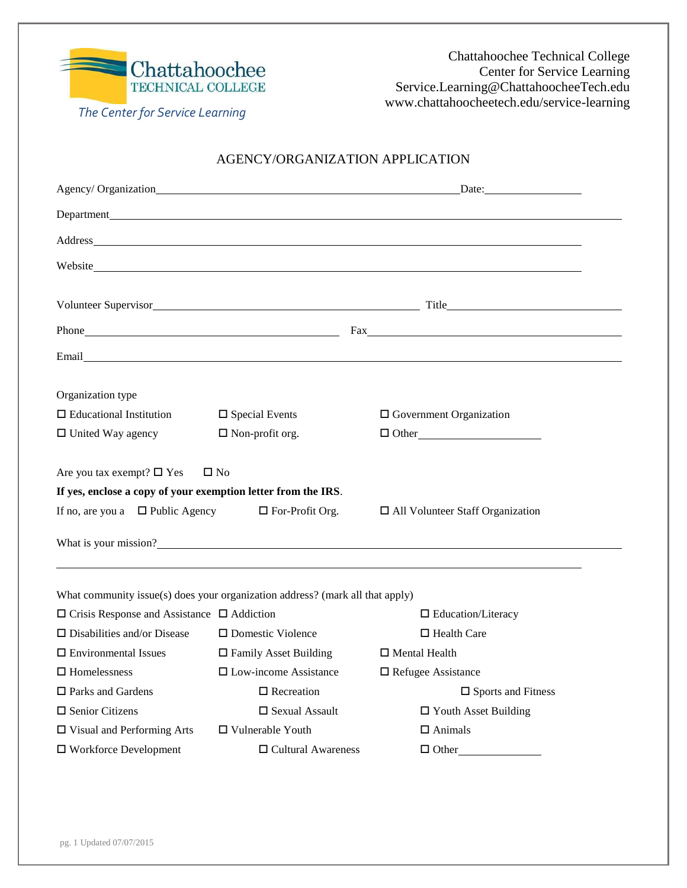Chattahoochee Technical College
Center for Service Learning
Service.Learning@ChattahoocheeTech.edu
www.chattahoocheetech.edu/service-learning

The Center for Service Learning

# AGENCY/ORGANIZATION APPLICATION

Agency/ Organization\_\_\_\_\_\_\_\_\_\_\_\_\_\_\_\_\_\_\_\_\_\_\_\_\_\_\_\_\_\_\_\_\_\_\_\_\_\_\_\_ Date:\_\_\_\_\_\_\_\_\_\_\_\_\_\_

Department\_\_\_\_\_\_\_\_\_\_\_\_\_\_\_\_\_\_\_\_\_\_\_\_\_\_\_\_\_\_\_\_\_\_\_\_\_\_\_\_\_\_\_\_\_\_\_\_\_\_\_\_\_\_\_\_

Address\_\_\_\_\_\_\_\_\_\_\_\_\_\_\_\_\_\_\_\_\_\_\_\_\_\_\_\_\_\_\_\_\_\_\_\_\_\_\_\_\_\_\_\_\_\_\_\_\_\_\_\_\_\_\_\_

Website\_\_\_\_\_\_\_\_\_\_\_\_\_\_\_\_\_\_\_\_\_\_\_\_\_\_\_\_\_\_\_\_\_\_\_\_\_\_\_\_\_\_\_\_\_\_\_\_\_\_\_\_\_\_\_\_

Volunteer Supervisor\_\_\_\_\_\_\_\_\_\_\_\_\_\_\_\_\_\_\_\_\_\_\_\_\_\_\_\_\_\_\_\_\_\_ Title\_\_\_\_\_\_\_\_\_\_\_\_\_\_\_\_\_\_\_\_\_\_

Phone\_\_\_\_\_\_\_\_\_\_\_\_\_\_\_\_\_\_\_\_\_\_\_\_\_\_\_\_\_\_\_\_ Fax\_\_\_\_\_\_\_\_\_\_\_\_\_\_\_\_\_\_\_\_\_\_\_\_\_\_\_\_\_\_\_\_

Email\_\_\_\_\_\_\_\_\_\_\_\_\_\_\_\_\_\_\_\_\_\_\_\_\_\_\_\_\_\_\_\_\_\_\_\_\_\_\_\_\_\_\_\_\_\_\_\_\_\_\_\_\_\_\_\_\_\_\_\_

Organization type

- ☐ Educational Institution
- ☐ Special Events
- ☐ Government Organization
- ☐ United Way agency
- ☐ Non-profit org.
- ☐ Other\_\_\_\_\_\_\_\_\_\_\_\_\_\_\_\_

Are you tax exempt? ☐ Yes ☐ No

**If yes, enclose a copy of your exemption letter from the IRS**.

If no, are you a ☐ Public Agency ☐ For-Profit Org. ☐ All Volunteer Staff Organization

What is your mission?\_\_\_\_\_\_\_\_\_\_\_\_\_\_\_\_\_\_\_\_\_\_\_\_\_\_\_\_\_\_\_\_\_\_\_\_\_\_\_\_\_\_\_\_\_\_\_\_\_\_\_\_\_\_\_\_

\_\_\_\_\_\_\_\_\_\_\_\_\_\_\_\_\_\_\_\_\_\_\_\_\_\_\_\_\_\_\_\_\_\_\_\_\_\_\_\_\_\_\_\_\_\_\_\_\_\_\_\_\_\_\_\_\_\_\_\_\_\_\_\_\_\_\_\_\_\_\_\_

What community issue(s) does your organization address? (mark all that apply)

- ☐ Crisis Response and Assistance
- ☐ Addiction
- ☐ Education/Literacy
- ☐ Disabilities and/or Disease
- ☐ Domestic Violence
- ☐ Health Care
- ☐ Environmental Issues
- ☐ Family Asset Building
- ☐ Mental Health
- ☐ Homelessness
- ☐ Low-income Assistance
- ☐ Refugee Assistance
- ☐ Parks and Gardens
- ☐ Recreation
- ☐ Sports and Fitness
- ☐ Senior Citizens
- ☐ Sexual Assault
- ☐ Youth Asset Building
- ☐ Visual and Performing Arts
- ☐ Vulnerable Youth
- ☐ Animals
- ☐ Workforce Development
- ☐ Cultural Awareness
- ☐ Other\_\_\_\_\_\_\_\_\_\_\_\_

pg. 1 Updated 07/07/2015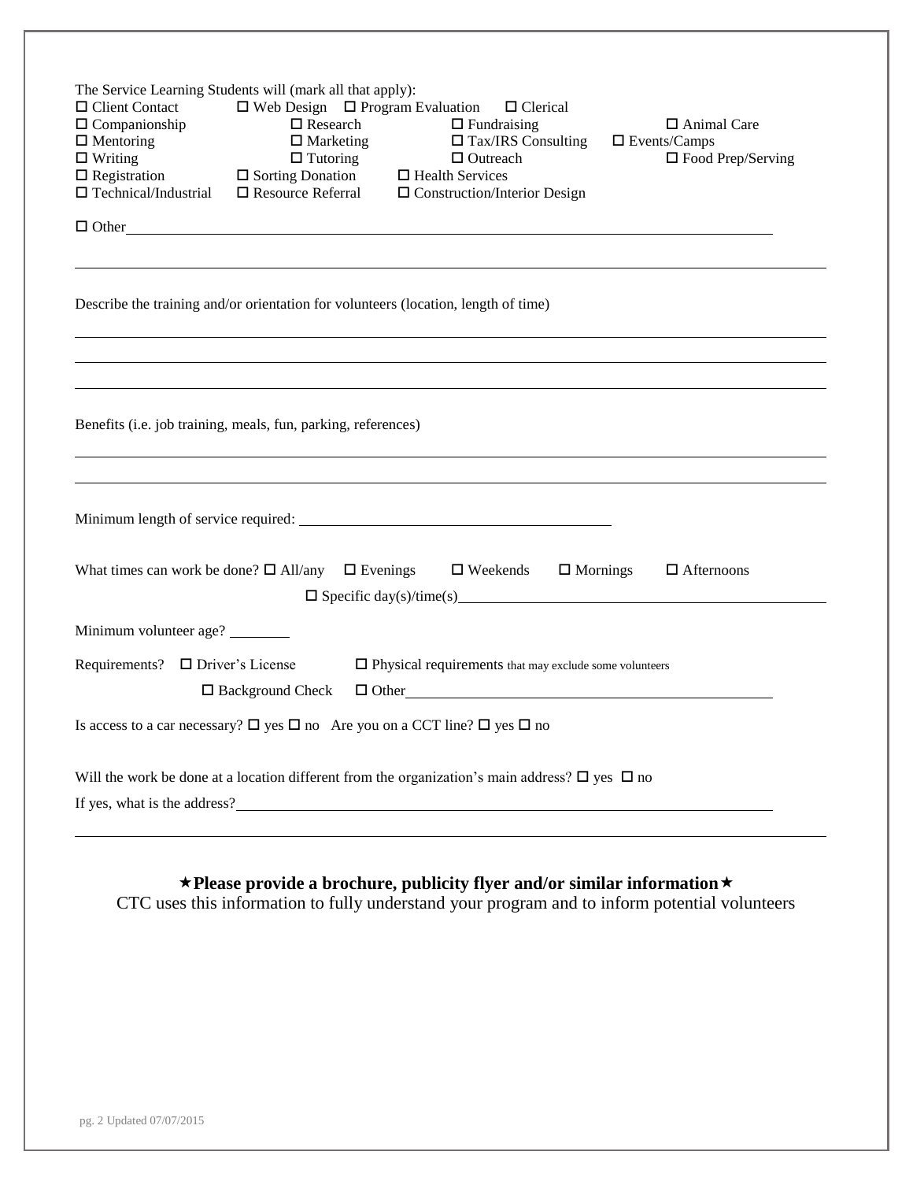The Service Learning Students will (mark all that apply):

☐ Client Contact ☐ Web Design ☐ Program Evaluation ☐ Clerical
☐ Companionship ☐ Research ☐ Fundraising ☐ Animal Care
☐ Mentoring ☐ Marketing ☐ Tax/IRS Consulting ☐ Events/Camps
☐ Writing ☐ Tutoring ☐ Outreach ☐ Food Prep/Serving
☐ Registration ☐ Sorting Donation ☐ Health Services
☐ Technical/Industrial ☐ Resource Referral ☐ Construction/Interior Design

☐ Other\_\_\_\_\_\_\_\_\_\_\_\_\_\_\_\_\_\_\_\_\_\_\_\_\_\_\_\_\_\_\_\_\_\_\_\_\_\_\_\_\_\_\_\_\_\_\_\_

\_\_\_\_\_\_\_\_\_\_\_\_\_\_\_\_\_\_\_\_\_\_\_\_\_\_\_\_\_\_\_\_\_\_\_\_\_\_\_\_\_\_\_\_\_\_\_\_\_\_\_\_\_\_

Describe the training and/or orientation for volunteers (location, length of time)

\_\_\_\_\_\_\_\_\_\_\_\_\_\_\_\_\_\_\_\_\_\_\_\_\_\_\_\_\_\_\_\_\_\_\_\_\_\_\_\_\_\_\_\_\_\_\_\_\_\_\_\_\_\_

\_\_\_\_\_\_\_\_\_\_\_\_\_\_\_\_\_\_\_\_\_\_\_\_\_\_\_\_\_\_\_\_\_\_\_\_\_\_\_\_\_\_\_\_\_\_\_\_\_\_\_\_\_\_

\_\_\_\_\_\_\_\_\_\_\_\_\_\_\_\_\_\_\_\_\_\_\_\_\_\_\_\_\_\_\_\_\_\_\_\_\_\_\_\_\_\_\_\_\_\_\_\_\_\_\_\_\_\_

Benefits (i.e. job training, meals, fun, parking, references)

\_\_\_\_\_\_\_\_\_\_\_\_\_\_\_\_\_\_\_\_\_\_\_\_\_\_\_\_\_\_\_\_\_\_\_\_\_\_\_\_\_\_\_\_\_\_\_\_\_\_\_\_\_\_

\_\_\_\_\_\_\_\_\_\_\_\_\_\_\_\_\_\_\_\_\_\_\_\_\_\_\_\_\_\_\_\_\_\_\_\_\_\_\_\_\_\_\_\_\_\_\_\_\_\_\_\_\_\_

Minimum length of service required: \_\_\_\_\_\_\_\_\_\_\_\_\_\_\_\_\_\_\_\_\_\_\_\_\_\_\_\_

What times can work be done? ☐ All/any ☐ Evenings ☐ Weekends ☐ Mornings ☐ Afternoons

☐ Specific day(s)/time(s)\_\_\_\_\_\_\_\_\_\_\_\_\_\_\_\_\_\_\_\_\_\_\_\_\_\_\_\_\_\_\_\_

Minimum volunteer age? \_\_\_\_\_\_\_\_

Requirements? ☐ Driver's License ☐ Physical requirements that may exclude some volunteers

☐ Background Check ☐ Other\_\_\_\_\_\_\_\_\_\_\_\_\_\_\_\_\_\_\_\_\_\_\_\_\_\_\_\_\_\_\_\_

Is access to a car necessary? ☐ yes ☐ no Are you on a CCT line? ☐ yes ☐ no

Will the work be done at a location different from the organization's main address? ☐ yes ☐ no

If yes, what is the address?\_\_\_\_\_\_\_\_\_\_\_\_\_\_\_\_\_\_\_\_\_\_\_\_\_\_\_\_\_\_\_\_\_\_\_\_\_\_\_\_\_\_

\_\_\_\_\_\_\_\_\_\_\_\_\_\_\_\_\_\_\_\_\_\_\_\_\_\_\_\_\_\_\_\_\_\_\_\_\_\_\_\_\_\_\_\_\_\_\_\_\_\_\_\_\_\_

**★Please provide a brochure, publicity flyer and/or similar information★**

CTC uses this information to fully understand your program and to inform potential volunteers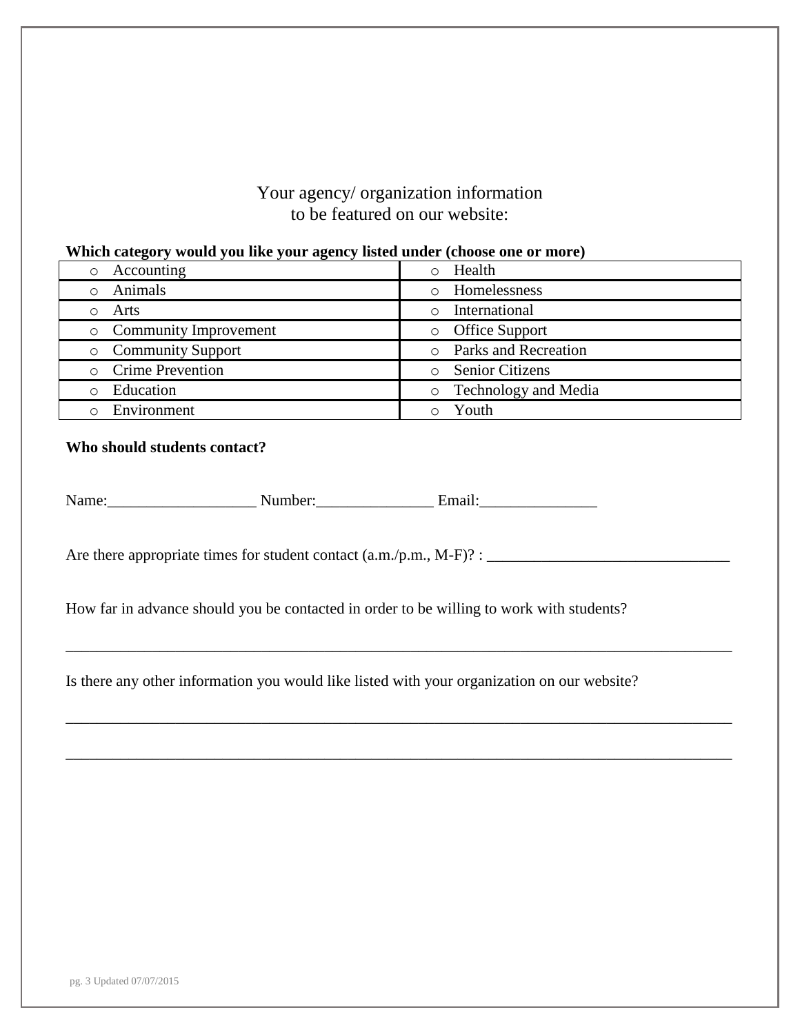Your agency/ organization information
to be featured on our website:

**Which category would you like your agency listed under (choose one or more)**

| | |
|---|---|
| ○ Accounting | ○ Health |
| ○ Animals | ○ Homelessness |
| ○ Arts | ○ International |
| ○ Community Improvement | ○ Office Support |
| ○ Community Support | ○ Parks and Recreation |
| ○ Crime Prevention | ○ Senior Citizens |
| ○ Education | ○ Technology and Media |
| ○ Environment | ○ Youth |

**Who should students contact?**

Name:___________________ Number:_______________ Email:_______________

Are there appropriate times for student contact (a.m./p.m., M-F)? : _______________________________

How far in advance should you be contacted in order to be willing to work with students?

_____________________________________________________________________________________

Is there any other information you would like listed with your organization on our website?

_____________________________________________________________________________________

_____________________________________________________________________________________

pg. 3 Updated 07/07/2015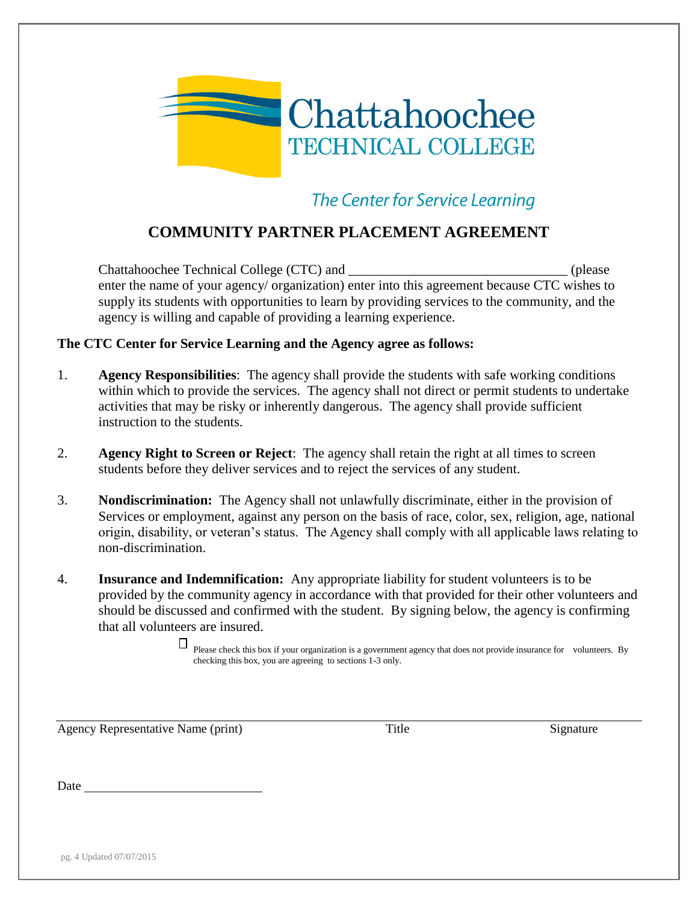Chattahoochee
TECHNICAL COLLEGE

*The Center for Service Learning*

## COMMUNITY PARTNER PLACEMENT AGREEMENT

Chattahoochee Technical College (CTC) and ______________________________ (please enter the name of your agency/ organization) enter into this agreement because CTC wishes to supply its students with opportunities to learn by providing services to the community, and the agency is willing and capable of providing a learning experience.

**The CTC Center for Service Learning and the Agency agree as follows:**

1. **Agency Responsibilities**: The agency shall provide the students with safe working conditions within which to provide the services. The agency shall not direct or permit students to undertake activities that may be risky or inherently dangerous. The agency shall provide sufficient instruction to the students.

2. **Agency Right to Screen or Reject**: The agency shall retain the right at all times to screen students before they deliver services and to reject the services of any student.

3. **Nondiscrimination:** The Agency shall not unlawfully discriminate, either in the provision of Services or employment, against any person on the basis of race, color, sex, religion, age, national origin, disability, or veteran's status. The Agency shall comply with all applicable laws relating to non-discrimination.

4. **Insurance and Indemnification:** Any appropriate liability for student volunteers is to be provided by the community agency in accordance with that provided for their other volunteers and should be discussed and confirmed with the student. By signing below, the agency is confirming that all volunteers are insured.

   ☐ Please check this box if your organization is a government agency that does not provide insurance for volunteers. By checking this box, you are agreeing to sections 1-3 only.

_______________________________________________________________________________

Agency Representative Name (print) &nbsp;&nbsp;&nbsp;&nbsp;&nbsp;&nbsp;&nbsp;&nbsp; Title &nbsp;&nbsp;&nbsp;&nbsp;&nbsp;&nbsp;&nbsp;&nbsp; Signature

Date ____________________________

pg. 4 Updated 07/07/2015